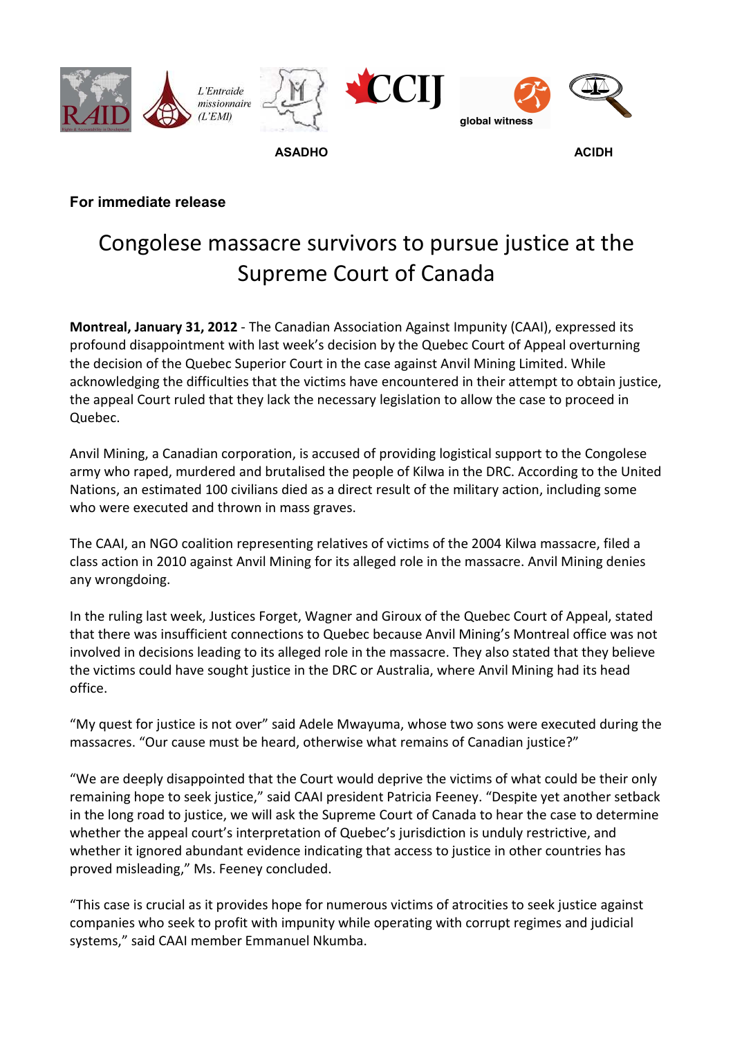RAID L'Entraide missionnaire (L'EMI) ASADHO CCIJ global witness ACIDH

**For immediate release**

# Congolese massacre survivors to pursue justice at the Supreme Court of Canada

**Montreal, January 31, 2012** - The Canadian Association Against Impunity (CAAI), expressed its profound disappointment with last week's decision by the Quebec Court of Appeal overturning the decision of the Quebec Superior Court in the case against Anvil Mining Limited. While acknowledging the difficulties that the victims have encountered in their attempt to obtain justice, the appeal Court ruled that they lack the necessary legislation to allow the case to proceed in Quebec.

Anvil Mining, a Canadian corporation, is accused of providing logistical support to the Congolese army who raped, murdered and brutalised the people of Kilwa in the DRC. According to the United Nations, an estimated 100 civilians died as a direct result of the military action, including some who were executed and thrown in mass graves.

The CAAI, an NGO coalition representing relatives of victims of the 2004 Kilwa massacre, filed a class action in 2010 against Anvil Mining for its alleged role in the massacre. Anvil Mining denies any wrongdoing.

In the ruling last week, Justices Forget, Wagner and Giroux of the Quebec Court of Appeal, stated that there was insufficient connections to Quebec because Anvil Mining's Montreal office was not involved in decisions leading to its alleged role in the massacre. They also stated that they believe the victims could have sought justice in the DRC or Australia, where Anvil Mining had its head office.

"My quest for justice is not over" said Adele Mwayuma, whose two sons were executed during the massacres. "Our cause must be heard, otherwise what remains of Canadian justice?"

"We are deeply disappointed that the Court would deprive the victims of what could be their only remaining hope to seek justice," said CAAI president Patricia Feeney. "Despite yet another setback in the long road to justice, we will ask the Supreme Court of Canada to hear the case to determine whether the appeal court's interpretation of Quebec's jurisdiction is unduly restrictive, and whether it ignored abundant evidence indicating that access to justice in other countries has proved misleading," Ms. Feeney concluded.

"This case is crucial as it provides hope for numerous victims of atrocities to seek justice against companies who seek to profit with impunity while operating with corrupt regimes and judicial systems," said CAAI member Emmanuel Nkumba.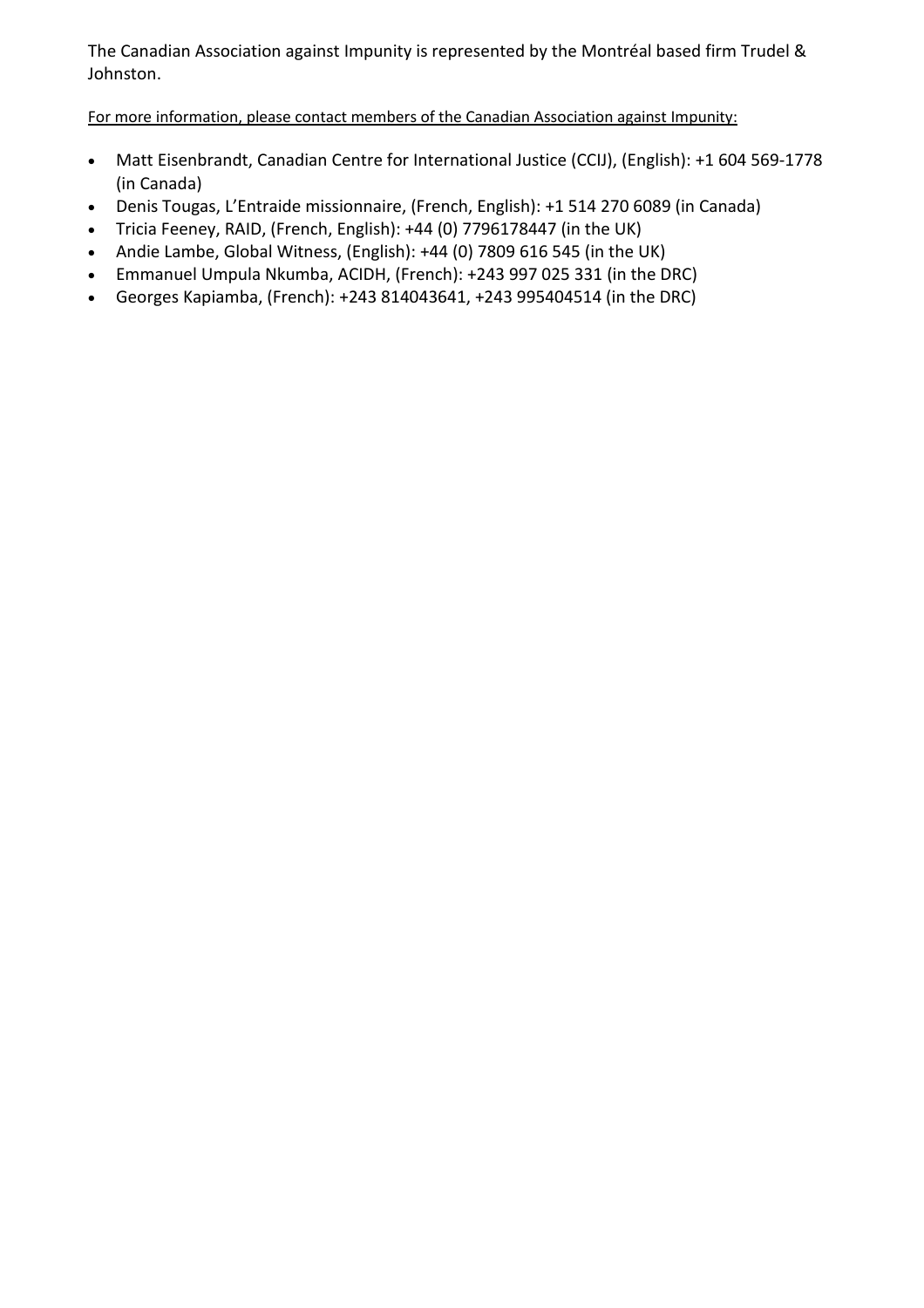The Canadian Association against Impunity is represented by the Montréal based firm Trudel & Johnston.

For more information, please contact members of the Canadian Association against Impunity:

- Matt Eisenbrandt, Canadian Centre for International Justice (CCIJ), (English): +1 604 569-1778 (in Canada)
- Denis Tougas, L'Entraide missionnaire, (French, English): +1 514 270 6089 (in Canada)
- Tricia Feeney, RAID, (French, English): +44 (0) 7796178447 (in the UK)
- Andie Lambe, Global Witness, (English): +44 (0) 7809 616 545 (in the UK)
- Emmanuel Umpula Nkumba, ACIDH, (French): +243 997 025 331 (in the DRC)
- Georges Kapiamba, (French): +243 814043641, +243 995404514 (in the DRC)